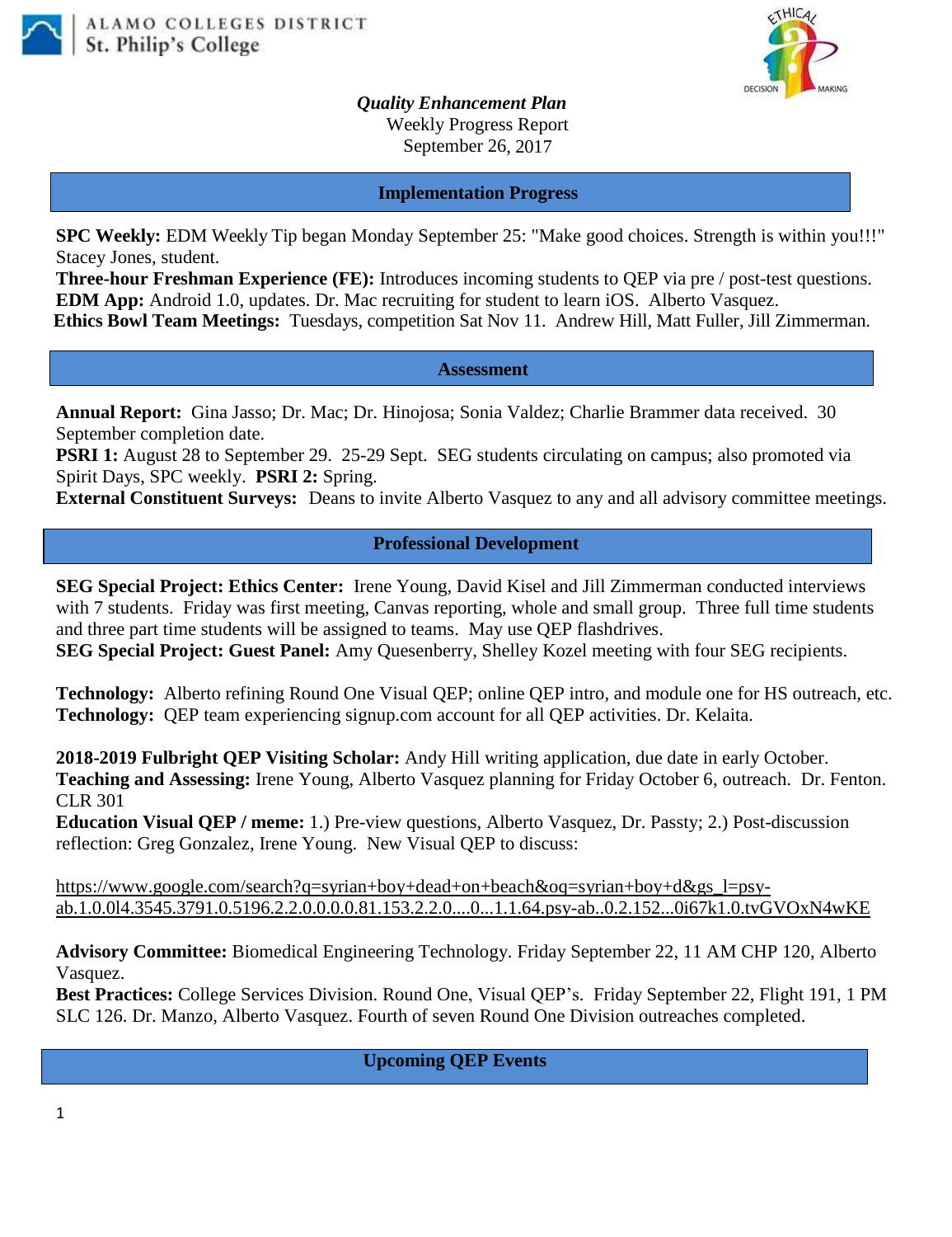ALAMO COLLEGES DISTRICT
St. Philip's College

*Quality Enhancement Plan*
Weekly Progress Report
September 26, 2017

## Implementation Progress

**SPC Weekly:** EDM Weekly Tip began Monday September 25: "Make good choices. Strength is within you!!!" Stacey Jones, student.
**Three-hour Freshman Experience (FE):** Introduces incoming students to QEP via pre / post-test questions.
**EDM App:** Android 1.0, updates. Dr. Mac recruiting for student to learn iOS. Alberto Vasquez.
**Ethics Bowl Team Meetings:** Tuesdays, competition Sat Nov 11. Andrew Hill, Matt Fuller, Jill Zimmerman.

## Assessment

**Annual Report:** Gina Jasso; Dr. Mac; Dr. Hinojosa; Sonia Valdez; Charlie Brammer data received. 30 September completion date.
**PSRI 1:** August 28 to September 29. 25-29 Sept. SEG students circulating on campus; also promoted via Spirit Days, SPC weekly. **PSRI 2:** Spring.
**External Constituent Surveys:** Deans to invite Alberto Vasquez to any and all advisory committee meetings.

## Professional Development

**SEG Special Project: Ethics Center:** Irene Young, David Kisel and Jill Zimmerman conducted interviews with 7 students. Friday was first meeting, Canvas reporting, whole and small group. Three full time students and three part time students will be assigned to teams. May use QEP flashdrives.
**SEG Special Project: Guest Panel:** Amy Quesenberry, Shelley Kozel meeting with four SEG recipients.

**Technology:** Alberto refining Round One Visual QEP; online QEP intro, and module one for HS outreach, etc.
**Technology:** QEP team experiencing signup.com account for all QEP activities. Dr. Kelaita.

**2018-2019 Fulbright QEP Visiting Scholar:** Andy Hill writing application, due date in early October.
**Teaching and Assessing:** Irene Young, Alberto Vasquez planning for Friday October 6, outreach. Dr. Fenton. CLR 301
**Education Visual QEP / meme:** 1.) Pre-view questions, Alberto Vasquez, Dr. Passty; 2.) Post-discussion reflection: Greg Gonzalez, Irene Young. New Visual QEP to discuss:

https://www.google.com/search?q=syrian+boy+dead+on+beach&oq=syrian+boy+d&gs_l=psy-ab.1.0.0l4.3545.3791.0.5196.2.2.0.0.0.0.81.153.2.2.0....0...1.1.64.psy-ab..0.2.152...0i67k1.0.tvGVOxN4wKE

**Advisory Committee:** Biomedical Engineering Technology. Friday September 22, 11 AM CHP 120, Alberto Vasquez.
**Best Practices:** College Services Division. Round One, Visual QEP's. Friday September 22, Flight 191, 1 PM SLC 126. Dr. Manzo, Alberto Vasquez. Fourth of seven Round One Division outreaches completed.

## Upcoming QEP Events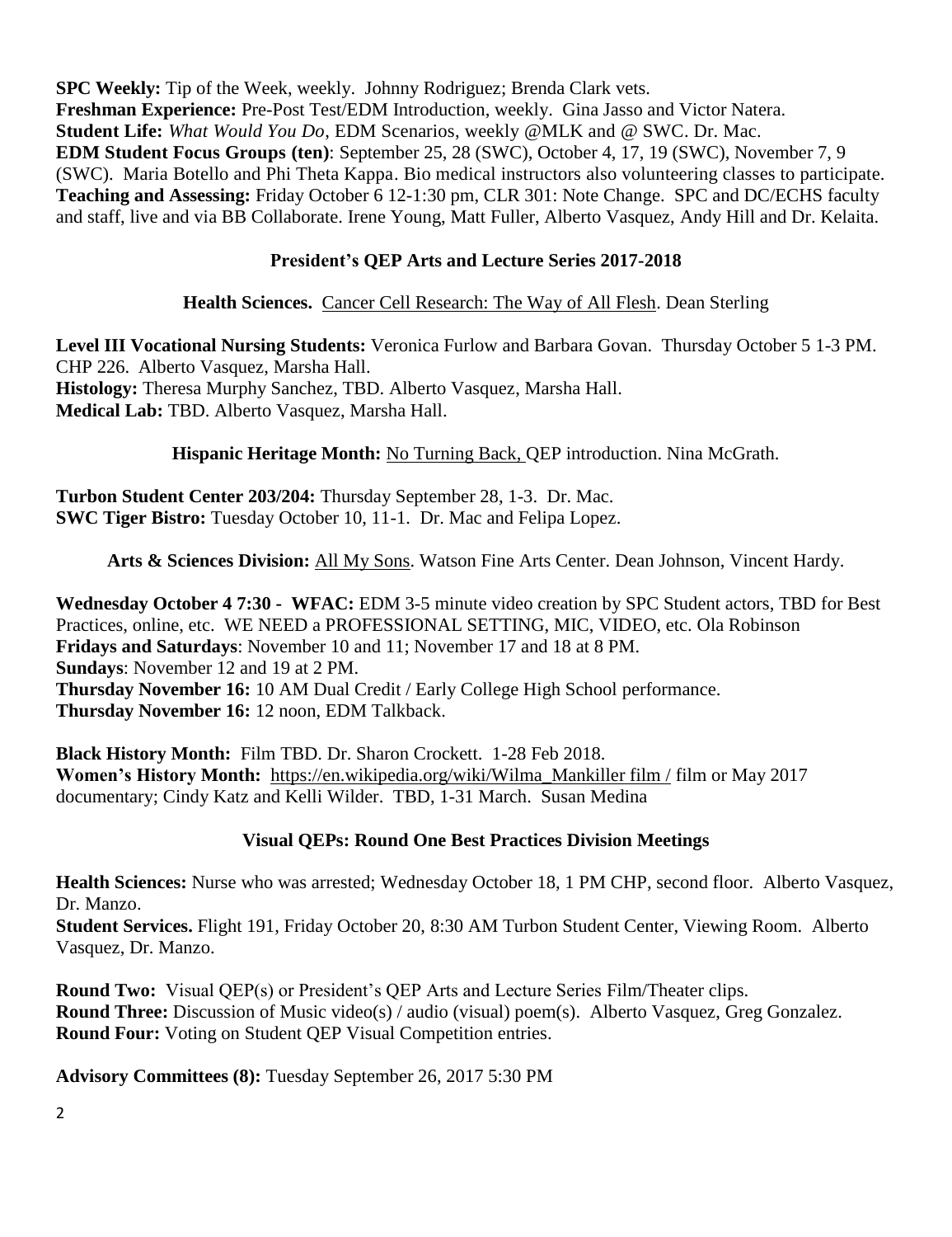**SPC Weekly:** Tip of the Week, weekly. Johnny Rodriguez; Brenda Clark vets.
**Freshman Experience:** Pre-Post Test/EDM Introduction, weekly. Gina Jasso and Victor Natera.
**Student Life:** *What Would You Do*, EDM Scenarios, weekly @MLK and @ SWC. Dr. Mac.
**EDM Student Focus Groups (ten)**: September 25, 28 (SWC), October 4, 17, 19 (SWC), November 7, 9 (SWC). Maria Botello and Phi Theta Kappa. Bio medical instructors also volunteering classes to participate.
**Teaching and Assessing:** Friday October 6 12-1:30 pm, CLR 301: Note Change. SPC and DC/ECHS faculty and staff, live and via BB Collaborate. Irene Young, Matt Fuller, Alberto Vasquez, Andy Hill and Dr. Kelaita.

## President's QEP Arts and Lecture Series 2017-2018

**Health Sciences.** Cancer Cell Research: The Way of All Flesh. Dean Sterling

**Level III Vocational Nursing Students:** Veronica Furlow and Barbara Govan. Thursday October 5 1-3 PM. CHP 226. Alberto Vasquez, Marsha Hall.
**Histology:** Theresa Murphy Sanchez, TBD. Alberto Vasquez, Marsha Hall.
**Medical Lab:** TBD. Alberto Vasquez, Marsha Hall.

**Hispanic Heritage Month:** No Turning Back, QEP introduction. Nina McGrath.

**Turbon Student Center 203/204:** Thursday September 28, 1-3. Dr. Mac.
**SWC Tiger Bistro:** Tuesday October 10, 11-1. Dr. Mac and Felipa Lopez.

**Arts & Sciences Division:** All My Sons. Watson Fine Arts Center. Dean Johnson, Vincent Hardy.

**Wednesday October 4 7:30 - WFAC:** EDM 3-5 minute video creation by SPC Student actors, TBD for Best Practices, online, etc. WE NEED a PROFESSIONAL SETTING, MIC, VIDEO, etc. Ola Robinson
**Fridays and Saturdays**: November 10 and 11; November 17 and 18 at 8 PM.
**Sundays**: November 12 and 19 at 2 PM.
**Thursday November 16:** 10 AM Dual Credit / Early College High School performance.
**Thursday November 16:** 12 noon, EDM Talkback.

**Black History Month:** Film TBD. Dr. Sharon Crockett. 1-28 Feb 2018.
**Women's History Month:** https://en.wikipedia.org/wiki/Wilma_Mankiller film / film or May 2017 documentary; Cindy Katz and Kelli Wilder. TBD, 1-31 March. Susan Medina

## Visual QEPs: Round One Best Practices Division Meetings

**Health Sciences:** Nurse who was arrested; Wednesday October 18, 1 PM CHP, second floor. Alberto Vasquez, Dr. Manzo.
**Student Services.** Flight 191, Friday October 20, 8:30 AM Turbon Student Center, Viewing Room. Alberto Vasquez, Dr. Manzo.

**Round Two:** Visual QEP(s) or President's QEP Arts and Lecture Series Film/Theater clips.
**Round Three:** Discussion of Music video(s) / audio (visual) poem(s). Alberto Vasquez, Greg Gonzalez.
**Round Four:** Voting on Student QEP Visual Competition entries.

**Advisory Committees (8):** Tuesday September 26, 2017 5:30 PM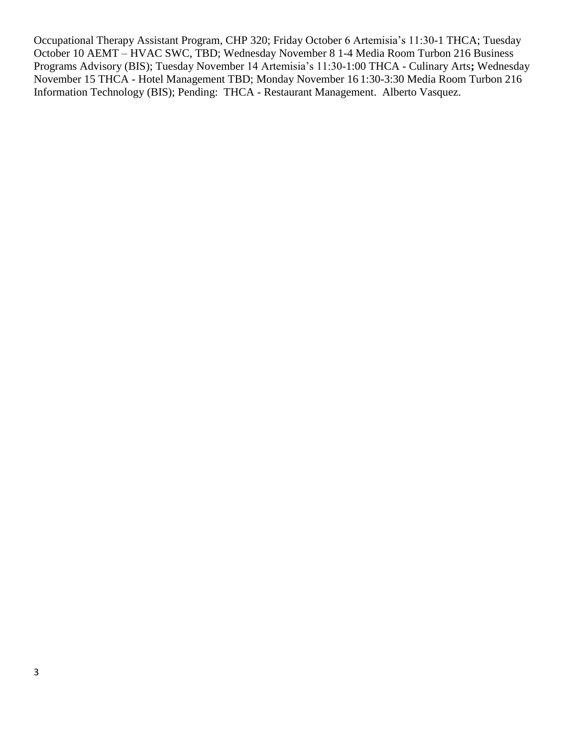Occupational Therapy Assistant Program, CHP 320; Friday October 6 Artemisia's 11:30-1 THCA; Tuesday October 10 AEMT – HVAC SWC, TBD; Wednesday November 8 1-4 Media Room Turbon 216 Business Programs Advisory (BIS); Tuesday November 14 Artemisia's 11:30-1:00 THCA - Culinary Arts**;** Wednesday November 15 THCA - Hotel Management TBD; Monday November 16 1:30-3:30 Media Room Turbon 216 Information Technology (BIS); Pending: THCA - Restaurant Management. Alberto Vasquez.